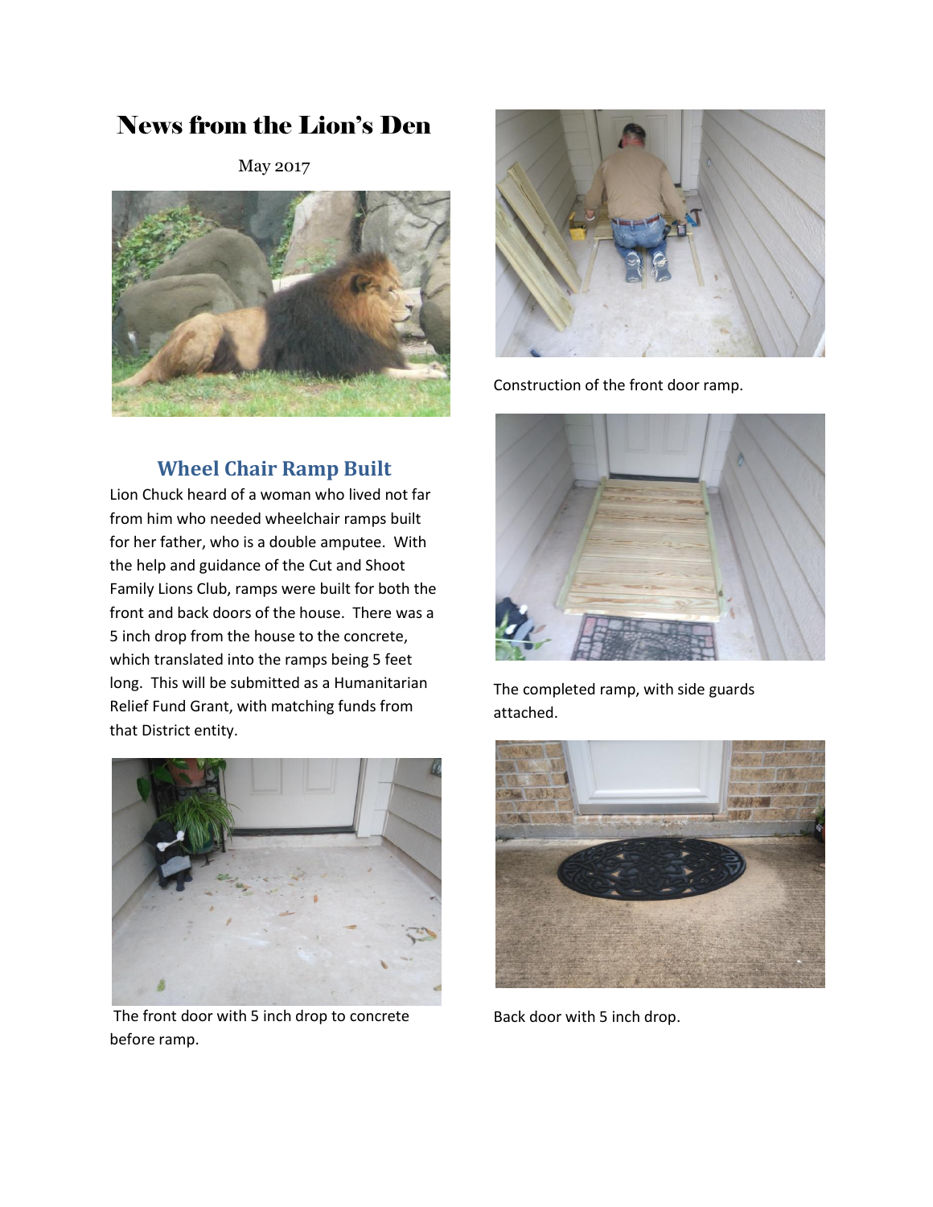# News from the Lion's Den

May 2017

## Wheel Chair Ramp Built

Lion Chuck heard of a woman who lived not far from him who needed wheelchair ramps built for her father, who is a double amputee. With the help and guidance of the Cut and Shoot Family Lions Club, ramps were built for both the front and back doors of the house. There was a 5 inch drop from the house to the concrete, which translated into the ramps being 5 feet long. This will be submitted as a Humanitarian Relief Fund Grant, with matching funds from that District entity.

The front door with 5 inch drop to concrete before ramp.

Construction of the front door ramp.

The completed ramp, with side guards attached.

Back door with 5 inch drop.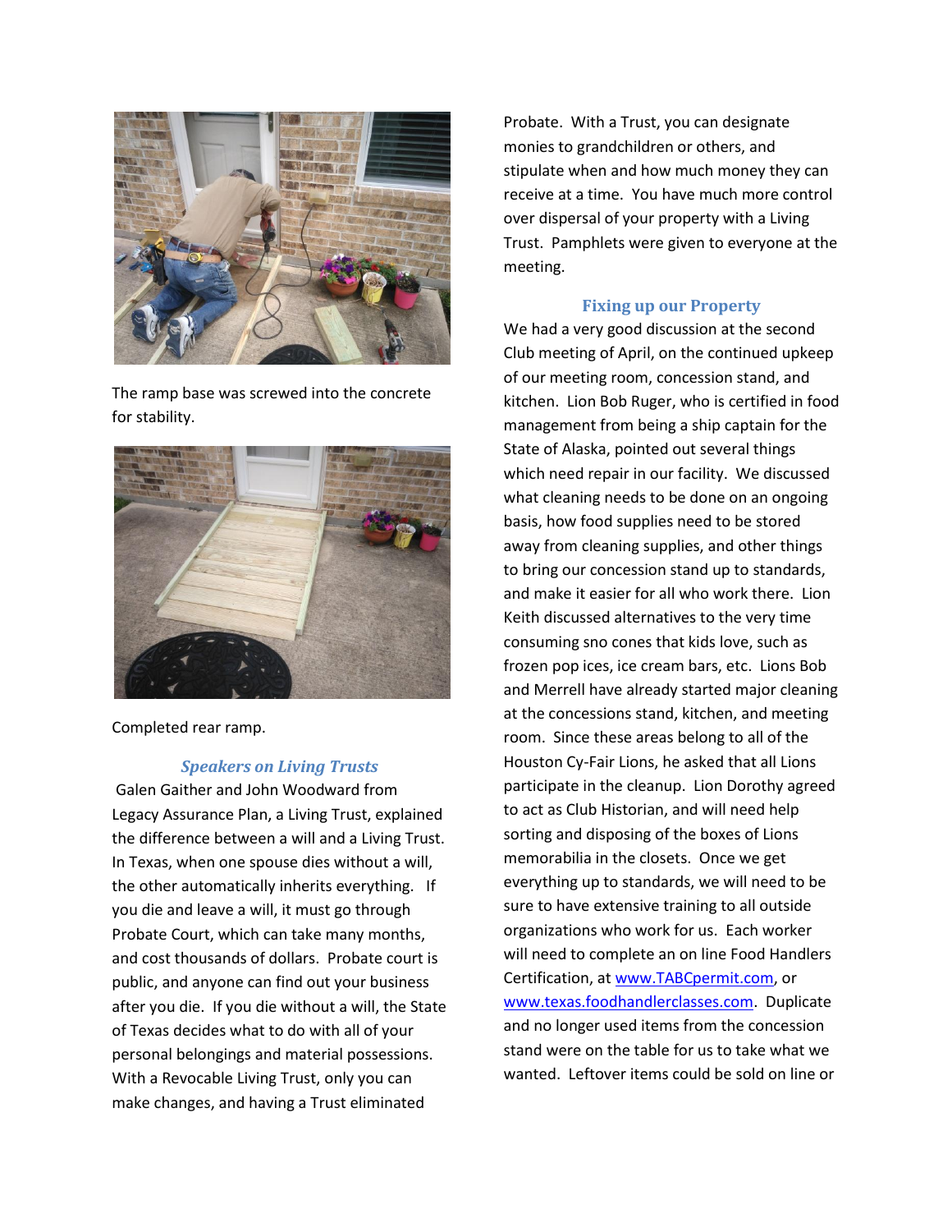The ramp base was screwed into the concrete for stability.

Completed rear ramp.

### *Speakers on Living Trusts*

Galen Gaither and John Woodward from Legacy Assurance Plan, a Living Trust, explained the difference between a will and a Living Trust. In Texas, when one spouse dies without a will, the other automatically inherits everything. If you die and leave a will, it must go through Probate Court, which can take many months, and cost thousands of dollars. Probate court is public, and anyone can find out your business after you die. If you die without a will, the State of Texas decides what to do with all of your personal belongings and material possessions. With a Revocable Living Trust, only you can make changes, and having a Trust eliminated Probate. With a Trust, you can designate monies to grandchildren or others, and stipulate when and how much money they can receive at a time. You have much more control over dispersal of your property with a Living Trust. Pamphlets were given to everyone at the meeting.

### Fixing up our Property

We had a very good discussion at the second Club meeting of April, on the continued upkeep of our meeting room, concession stand, and kitchen. Lion Bob Ruger, who is certified in food management from being a ship captain for the State of Alaska, pointed out several things which need repair in our facility. We discussed what cleaning needs to be done on an ongoing basis, how food supplies need to be stored away from cleaning supplies, and other things to bring our concession stand up to standards, and make it easier for all who work there. Lion Keith discussed alternatives to the very time consuming sno cones that kids love, such as frozen pop ices, ice cream bars, etc. Lions Bob and Merrell have already started major cleaning at the concessions stand, kitchen, and meeting room. Since these areas belong to all of the Houston Cy-Fair Lions, he asked that all Lions participate in the cleanup. Lion Dorothy agreed to act as Club Historian, and will need help sorting and disposing of the boxes of Lions memorabilia in the closets. Once we get everything up to standards, we will need to be sure to have extensive training to all outside organizations who work for us. Each worker will need to complete an on line Food Handlers Certification, at www.TABCpermit.com, or www.texas.foodhandlerclasses.com. Duplicate and no longer used items from the concession stand were on the table for us to take what we wanted. Leftover items could be sold on line or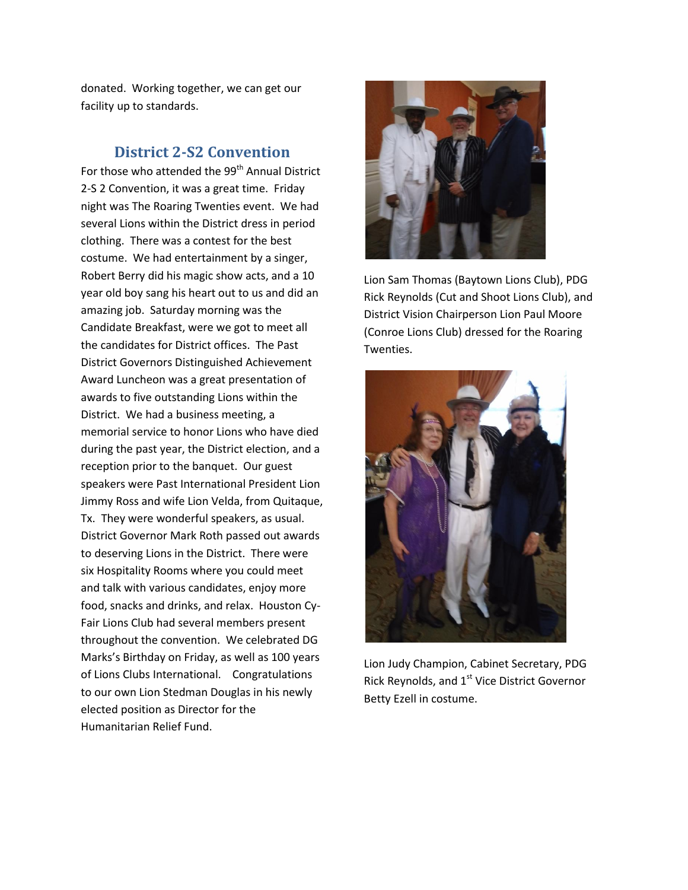donated. Working together, we can get our facility up to standards.

## District 2-S2 Convention

For those who attended the 99th Annual District 2-S 2 Convention, it was a great time. Friday night was The Roaring Twenties event. We had several Lions within the District dress in period clothing. There was a contest for the best costume. We had entertainment by a singer, Robert Berry did his magic show acts, and a 10 year old boy sang his heart out to us and did an amazing job. Saturday morning was the Candidate Breakfast, were we got to meet all the candidates for District offices. The Past District Governors Distinguished Achievement Award Luncheon was a great presentation of awards to five outstanding Lions within the District. We had a business meeting, a memorial service to honor Lions who have died during the past year, the District election, and a reception prior to the banquet. Our guest speakers were Past International President Lion Jimmy Ross and wife Lion Velda, from Quitaque, Tx. They were wonderful speakers, as usual. District Governor Mark Roth passed out awards to deserving Lions in the District. There were six Hospitality Rooms where you could meet and talk with various candidates, enjoy more food, snacks and drinks, and relax. Houston Cy-Fair Lions Club had several members present throughout the convention. We celebrated DG Marks's Birthday on Friday, as well as 100 years of Lions Clubs International. Congratulations to our own Lion Stedman Douglas in his newly elected position as Director for the Humanitarian Relief Fund.

Lion Sam Thomas (Baytown Lions Club), PDG Rick Reynolds (Cut and Shoot Lions Club), and District Vision Chairperson Lion Paul Moore (Conroe Lions Club) dressed for the Roaring Twenties.

Lion Judy Champion, Cabinet Secretary, PDG Rick Reynolds, and 1st Vice District Governor Betty Ezell in costume.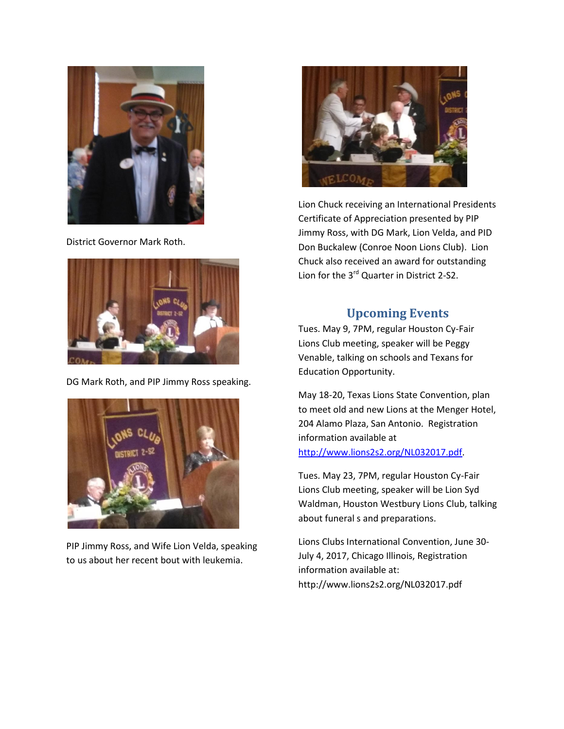District Governor Mark Roth.

DG Mark Roth, and PIP Jimmy Ross speaking.

PIP Jimmy Ross, and Wife Lion Velda, speaking to us about her recent bout with leukemia.

Lion Chuck receiving an International Presidents Certificate of Appreciation presented by PIP Jimmy Ross, with DG Mark, Lion Velda, and PID Don Buckalew (Conroe Noon Lions Club). Lion Chuck also received an award for outstanding Lion for the 3rd Quarter in District 2-S2.

## Upcoming Events

Tues. May 9, 7PM, regular Houston Cy-Fair Lions Club meeting, speaker will be Peggy Venable, talking on schools and Texans for Education Opportunity.

May 18-20, Texas Lions State Convention, plan to meet old and new Lions at the Menger Hotel, 204 Alamo Plaza, San Antonio. Registration information available at [http://www.lions2s2.org/NL032017.pdf](http://www.lions2s2.org/NL032017.pdf).

Tues. May 23, 7PM, regular Houston Cy-Fair Lions Club meeting, speaker will be Lion Syd Waldman, Houston Westbury Lions Club, talking about funeral s and preparations.

Lions Clubs International Convention, June 30-July 4, 2017, Chicago Illinois, Registration information available at: http://www.lions2s2.org/NL032017.pdf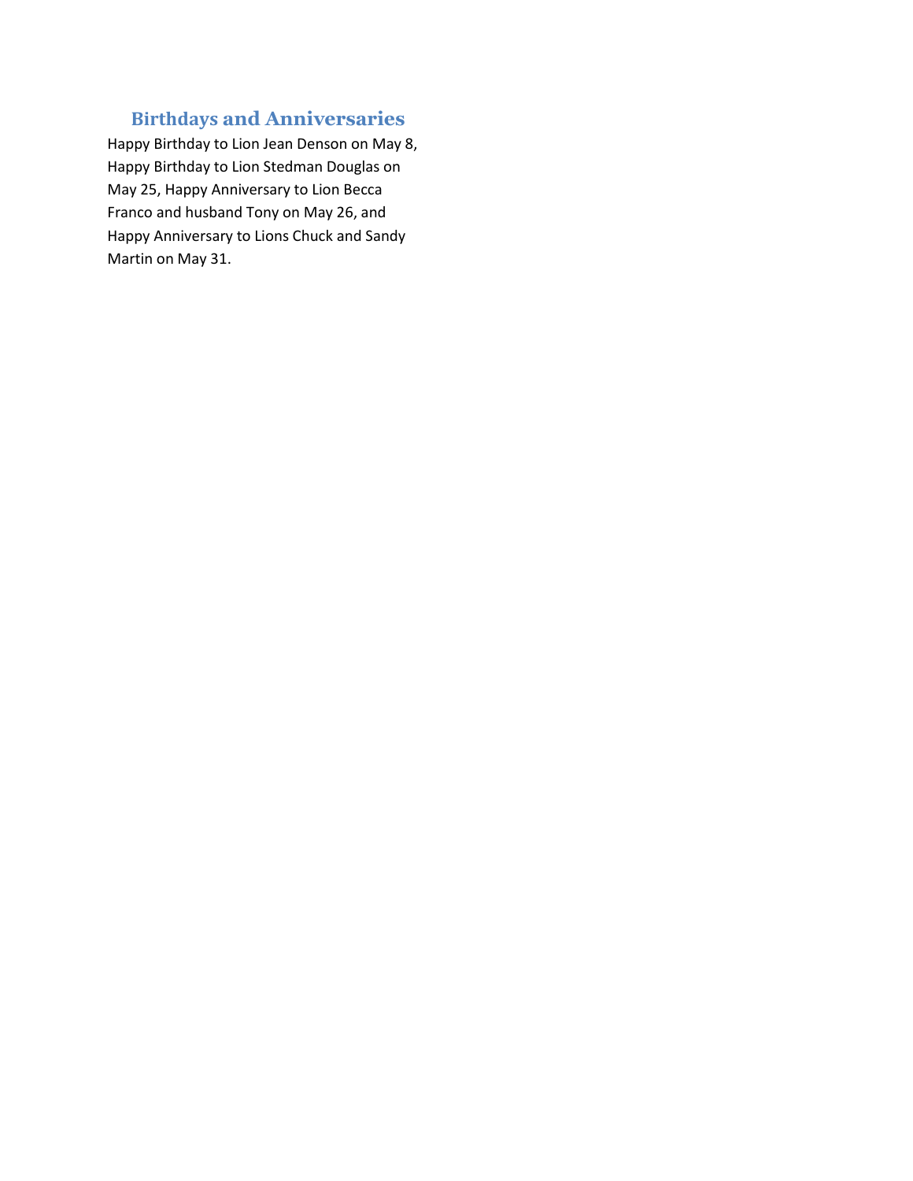## Birthdays and Anniversaries

Happy Birthday to Lion Jean Denson on May 8, Happy Birthday to Lion Stedman Douglas on May 25, Happy Anniversary to Lion Becca Franco and husband Tony on May 26, and Happy Anniversary to Lions Chuck and Sandy Martin on May 31.